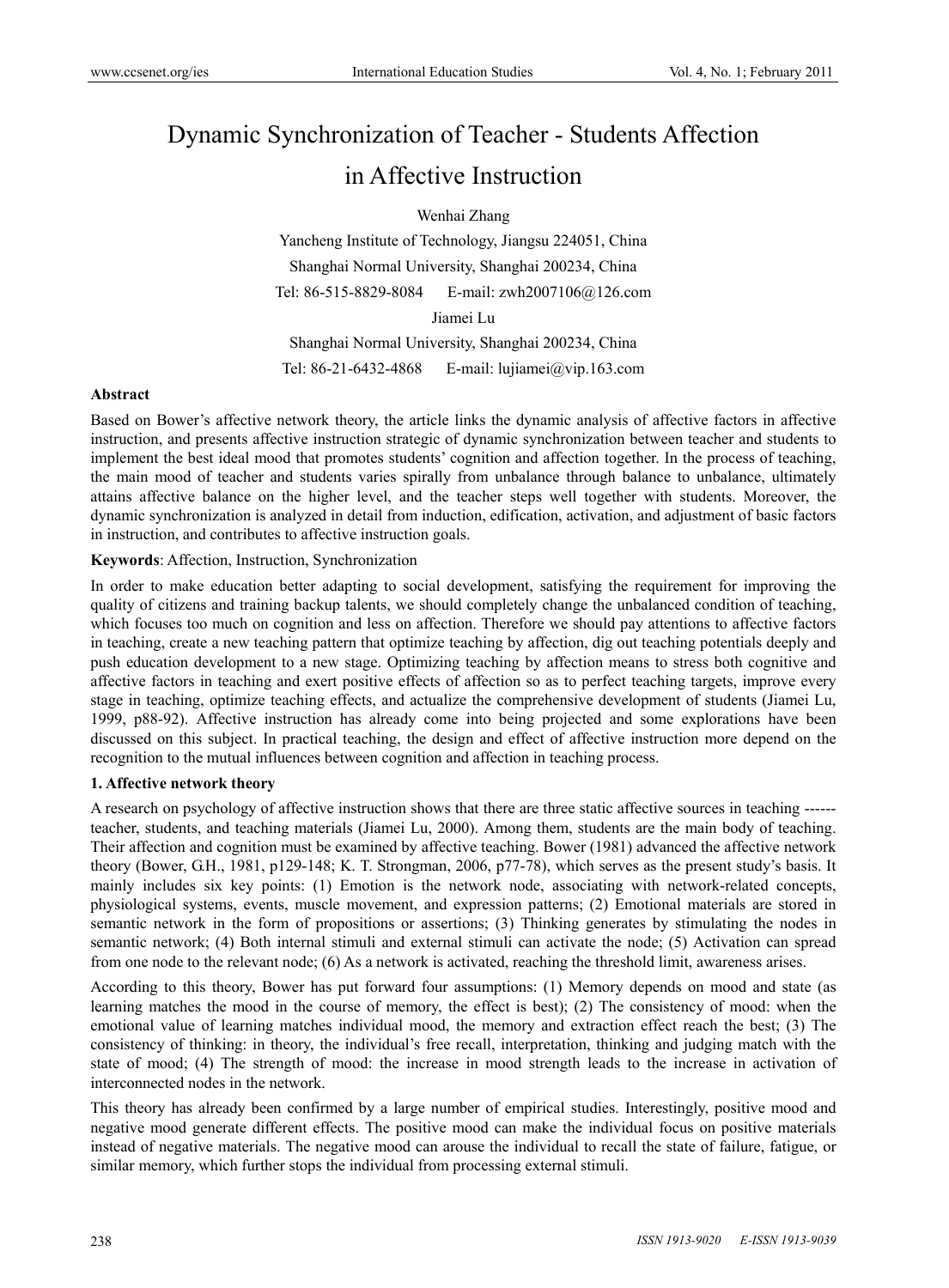# Dynamic Synchronization of Teacher - Students Affection in Affective Instruction

Wenhai Zhang

Yancheng Institute of Technology, Jiangsu 224051, China

Shanghai Normal University, Shanghai 200234, China

Tel: 86-515-8829-8084 E-mail: zwh2007106@126.com

Jiamei Lu

Shanghai Normal University, Shanghai 200234, China

Tel: 86-21-6432-4868 E-mail: lujiamei@vip.163.com

**Abstract**

Based on Bower's affective network theory, the article links the dynamic analysis of affective factors in affective instruction, and presents affective instruction strategic of dynamic synchronization between teacher and students to implement the best ideal mood that promotes students' cognition and affection together. In the process of teaching, the main mood of teacher and students varies spirally from unbalance through balance to unbalance, ultimately attains affective balance on the higher level, and the teacher steps well together with students. Moreover, the dynamic synchronization is analyzed in detail from induction, edification, activation, and adjustment of basic factors in instruction, and contributes to affective instruction goals.

**Keywords**: Affection, Instruction, Synchronization

In order to make education better adapting to social development, satisfying the requirement for improving the quality of citizens and training backup talents, we should completely change the unbalanced condition of teaching, which focuses too much on cognition and less on affection. Therefore we should pay attentions to affective factors in teaching, create a new teaching pattern that optimize teaching by affection, dig out teaching potentials deeply and push education development to a new stage. Optimizing teaching by affection means to stress both cognitive and affective factors in teaching and exert positive effects of affection so as to perfect teaching targets, improve every stage in teaching, optimize teaching effects, and actualize the comprehensive development of students (Jiamei Lu, 1999, p88-92). Affective instruction has already come into being projected and some explorations have been discussed on this subject. In practical teaching, the design and effect of affective instruction more depend on the recognition to the mutual influences between cognition and affection in teaching process.

## 1. Affective network theory

A research on psychology of affective instruction shows that there are three static affective sources in teaching ------ teacher, students, and teaching materials (Jiamei Lu, 2000). Among them, students are the main body of teaching. Their affection and cognition must be examined by affective teaching. Bower (1981) advanced the affective network theory (Bower, G.H., 1981, p129-148; K. T. Strongman, 2006, p77-78), which serves as the present study's basis. It mainly includes six key points: (1) Emotion is the network node, associating with network-related concepts, physiological systems, events, muscle movement, and expression patterns; (2) Emotional materials are stored in semantic network in the form of propositions or assertions; (3) Thinking generates by stimulating the nodes in semantic network; (4) Both internal stimuli and external stimuli can activate the node; (5) Activation can spread from one node to the relevant node; (6) As a network is activated, reaching the threshold limit, awareness arises.

According to this theory, Bower has put forward four assumptions: (1) Memory depends on mood and state (as learning matches the mood in the course of memory, the effect is best); (2) The consistency of mood: when the emotional value of learning matches individual mood, the memory and extraction effect reach the best; (3) The consistency of thinking: in theory, the individual's free recall, interpretation, thinking and judging match with the state of mood; (4) The strength of mood: the increase in mood strength leads to the increase in activation of interconnected nodes in the network.

This theory has already been confirmed by a large number of empirical studies. Interestingly, positive mood and negative mood generate different effects. The positive mood can make the individual focus on positive materials instead of negative materials. The negative mood can arouse the individual to recall the state of failure, fatigue, or similar memory, which further stops the individual from processing external stimuli.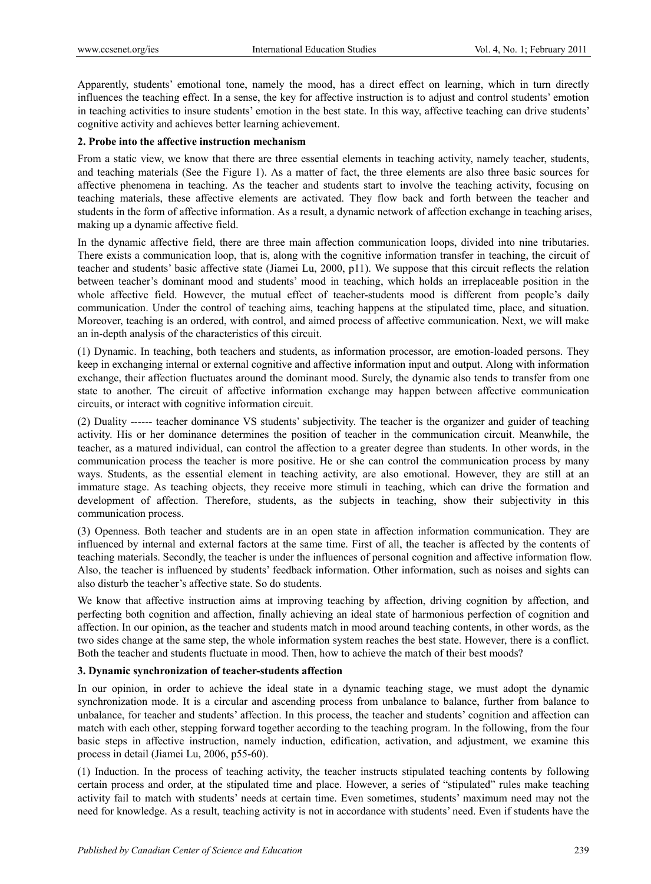Apparently, students' emotional tone, namely the mood, has a direct effect on learning, which in turn directly influences the teaching effect. In a sense, the key for affective instruction is to adjust and control students' emotion in teaching activities to insure students' emotion in the best state. In this way, affective teaching can drive students' cognitive activity and achieves better learning achievement.

## 2. Probe into the affective instruction mechanism

From a static view, we know that there are three essential elements in teaching activity, namely teacher, students, and teaching materials (See the Figure 1). As a matter of fact, the three elements are also three basic sources for affective phenomena in teaching. As the teacher and students start to involve the teaching activity, focusing on teaching materials, these affective elements are activated. They flow back and forth between the teacher and students in the form of affective information. As a result, a dynamic network of affection exchange in teaching arises, making up a dynamic affective field.

In the dynamic affective field, there are three main affection communication loops, divided into nine tributaries. There exists a communication loop, that is, along with the cognitive information transfer in teaching, the circuit of teacher and students' basic affective state (Jiamei Lu, 2000, p11). We suppose that this circuit reflects the relation between teacher's dominant mood and students' mood in teaching, which holds an irreplaceable position in the whole affective field. However, the mutual effect of teacher-students mood is different from people's daily communication. Under the control of teaching aims, teaching happens at the stipulated time, place, and situation. Moreover, teaching is an ordered, with control, and aimed process of affective communication. Next, we will make an in-depth analysis of the characteristics of this circuit.

(1) Dynamic. In teaching, both teachers and students, as information processor, are emotion-loaded persons. They keep in exchanging internal or external cognitive and affective information input and output. Along with information exchange, their affection fluctuates around the dominant mood. Surely, the dynamic also tends to transfer from one state to another. The circuit of affective information exchange may happen between affective communication circuits, or interact with cognitive information circuit.

(2) Duality ------ teacher dominance VS students' subjectivity. The teacher is the organizer and guider of teaching activity. His or her dominance determines the position of teacher in the communication circuit. Meanwhile, the teacher, as a matured individual, can control the affection to a greater degree than students. In other words, in the communication process the teacher is more positive. He or she can control the communication process by many ways. Students, as the essential element in teaching activity, are also emotional. However, they are still at an immature stage. As teaching objects, they receive more stimuli in teaching, which can drive the formation and development of affection. Therefore, students, as the subjects in teaching, show their subjectivity in this communication process.

(3) Openness. Both teacher and students are in an open state in affection information communication. They are influenced by internal and external factors at the same time. First of all, the teacher is affected by the contents of teaching materials. Secondly, the teacher is under the influences of personal cognition and affective information flow. Also, the teacher is influenced by students' feedback information. Other information, such as noises and sights can also disturb the teacher's affective state. So do students.

We know that affective instruction aims at improving teaching by affection, driving cognition by affection, and perfecting both cognition and affection, finally achieving an ideal state of harmonious perfection of cognition and affection. In our opinion, as the teacher and students match in mood around teaching contents, in other words, as the two sides change at the same step, the whole information system reaches the best state. However, there is a conflict. Both the teacher and students fluctuate in mood. Then, how to achieve the match of their best moods?

## 3. Dynamic synchronization of teacher-students affection

In our opinion, in order to achieve the ideal state in a dynamic teaching stage, we must adopt the dynamic synchronization mode. It is a circular and ascending process from unbalance to balance, further from balance to unbalance, for teacher and students' affection. In this process, the teacher and students' cognition and affection can match with each other, stepping forward together according to the teaching program. In the following, from the four basic steps in affective instruction, namely induction, edification, activation, and adjustment, we examine this process in detail (Jiamei Lu, 2006, p55-60).

(1) Induction. In the process of teaching activity, the teacher instructs stipulated teaching contents by following certain process and order, at the stipulated time and place. However, a series of "stipulated" rules make teaching activity fail to match with students' needs at certain time. Even sometimes, students' maximum need may not the need for knowledge. As a result, teaching activity is not in accordance with students' need. Even if students have the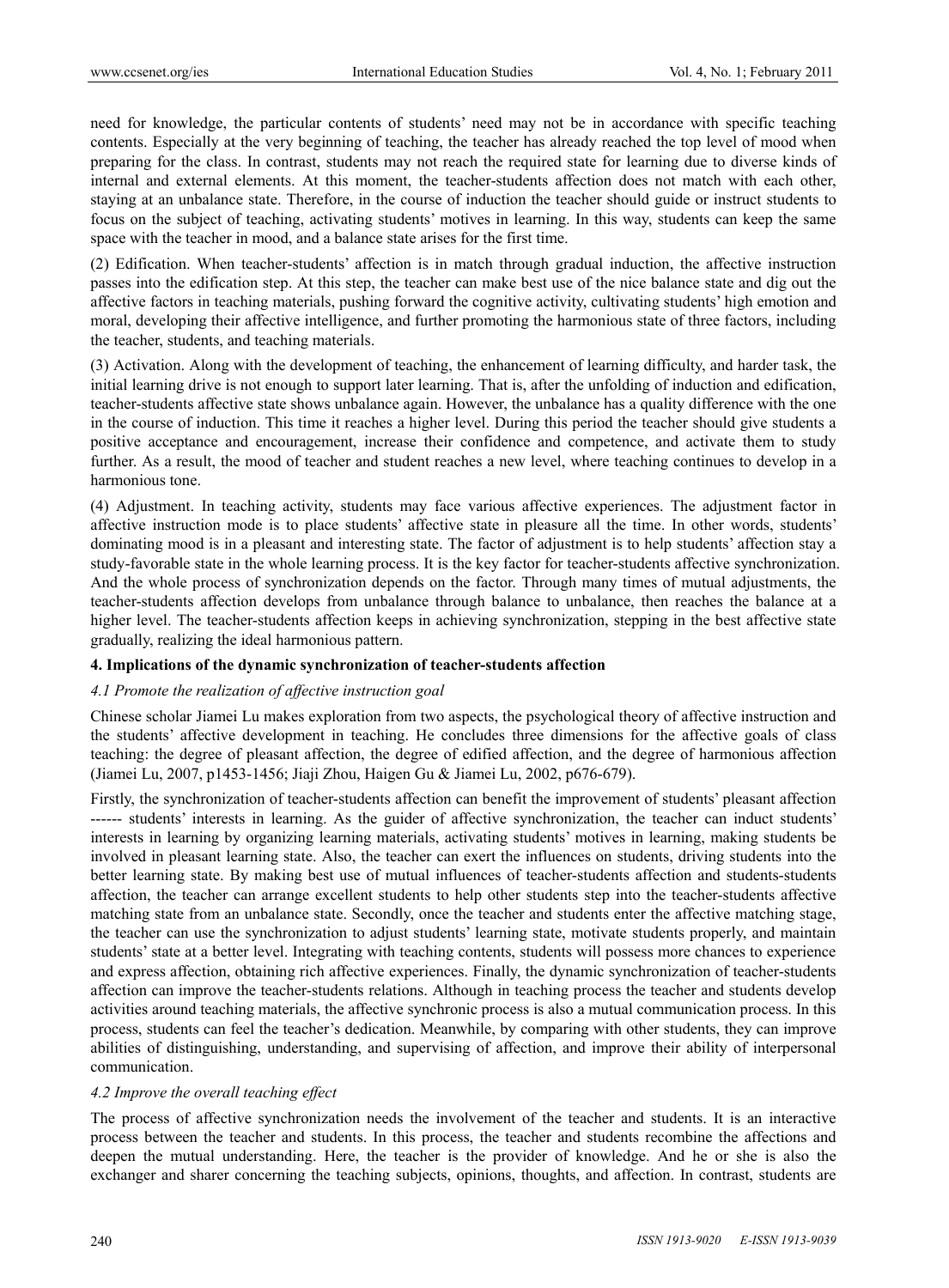need for knowledge, the particular contents of students' need may not be in accordance with specific teaching contents. Especially at the very beginning of teaching, the teacher has already reached the top level of mood when preparing for the class. In contrast, students may not reach the required state for learning due to diverse kinds of internal and external elements. At this moment, the teacher-students affection does not match with each other, staying at an unbalance state. Therefore, in the course of induction the teacher should guide or instruct students to focus on the subject of teaching, activating students' motives in learning. In this way, students can keep the same space with the teacher in mood, and a balance state arises for the first time.

(2) Edification. When teacher-students' affection is in match through gradual induction, the affective instruction passes into the edification step. At this step, the teacher can make best use of the nice balance state and dig out the affective factors in teaching materials, pushing forward the cognitive activity, cultivating students' high emotion and moral, developing their affective intelligence, and further promoting the harmonious state of three factors, including the teacher, students, and teaching materials.

(3) Activation. Along with the development of teaching, the enhancement of learning difficulty, and harder task, the initial learning drive is not enough to support later learning. That is, after the unfolding of induction and edification, teacher-students affective state shows unbalance again. However, the unbalance has a quality difference with the one in the course of induction. This time it reaches a higher level. During this period the teacher should give students a positive acceptance and encouragement, increase their confidence and competence, and activate them to study further. As a result, the mood of teacher and student reaches a new level, where teaching continues to develop in a harmonious tone.

(4) Adjustment. In teaching activity, students may face various affective experiences. The adjustment factor in affective instruction mode is to place students' affective state in pleasure all the time. In other words, students' dominating mood is in a pleasant and interesting state. The factor of adjustment is to help students' affection stay a study-favorable state in the whole learning process. It is the key factor for teacher-students affective synchronization. And the whole process of synchronization depends on the factor. Through many times of mutual adjustments, the teacher-students affection develops from unbalance through balance to unbalance, then reaches the balance at a higher level. The teacher-students affection keeps in achieving synchronization, stepping in the best affective state gradually, realizing the ideal harmonious pattern.

## 4. Implications of the dynamic synchronization of teacher-students affection

### *4.1 Promote the realization of affective instruction goal*

Chinese scholar Jiamei Lu makes exploration from two aspects, the psychological theory of affective instruction and the students' affective development in teaching. He concludes three dimensions for the affective goals of class teaching: the degree of pleasant affection, the degree of edified affection, and the degree of harmonious affection (Jiamei Lu, 2007, p1453-1456; Jiaji Zhou, Haigen Gu & Jiamei Lu, 2002, p676-679).

Firstly, the synchronization of teacher-students affection can benefit the improvement of students' pleasant affection ------ students' interests in learning. As the guider of affective synchronization, the teacher can induct students' interests in learning by organizing learning materials, activating students' motives in learning, making students be involved in pleasant learning state. Also, the teacher can exert the influences on students, driving students into the better learning state. By making best use of mutual influences of teacher-students affection and students-students affection, the teacher can arrange excellent students to help other students step into the teacher-students affective matching state from an unbalance state. Secondly, once the teacher and students enter the affective matching stage, the teacher can use the synchronization to adjust students' learning state, motivate students properly, and maintain students' state at a better level. Integrating with teaching contents, students will possess more chances to experience and express affection, obtaining rich affective experiences. Finally, the dynamic synchronization of teacher-students affection can improve the teacher-students relations. Although in teaching process the teacher and students develop activities around teaching materials, the affective synchronic process is also a mutual communication process. In this process, students can feel the teacher's dedication. Meanwhile, by comparing with other students, they can improve abilities of distinguishing, understanding, and supervising of affection, and improve their ability of interpersonal communication.

### *4.2 Improve the overall teaching effect*

The process of affective synchronization needs the involvement of the teacher and students. It is an interactive process between the teacher and students. In this process, the teacher and students recombine the affections and deepen the mutual understanding. Here, the teacher is the provider of knowledge. And he or she is also the exchanger and sharer concerning the teaching subjects, opinions, thoughts, and affection. In contrast, students are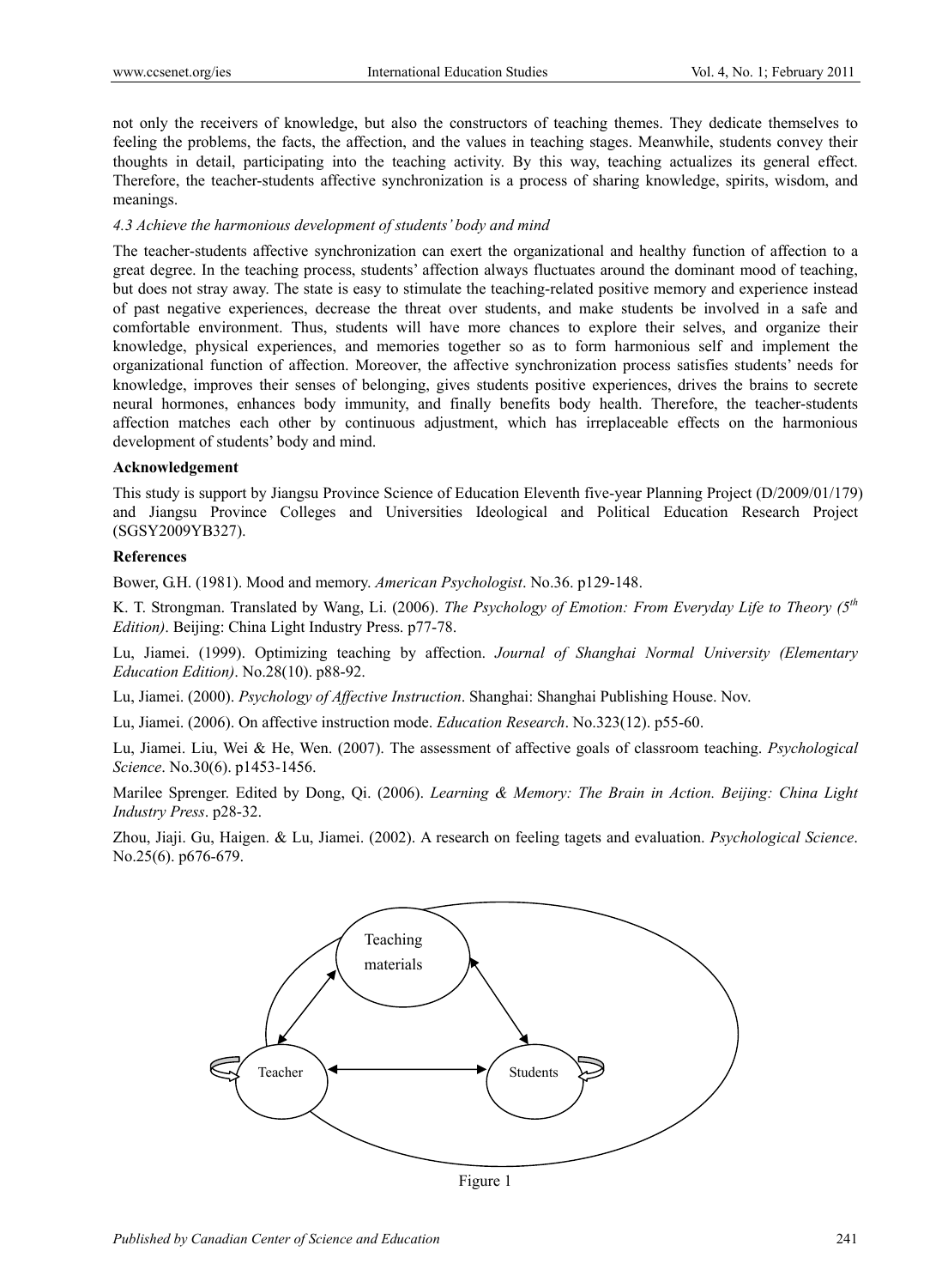not only the receivers of knowledge, but also the constructors of teaching themes. They dedicate themselves to feeling the problems, the facts, the affection, and the values in teaching stages. Meanwhile, students convey their thoughts in detail, participating into the teaching activity. By this way, teaching actualizes its general effect. Therefore, the teacher-students affective synchronization is a process of sharing knowledge, spirits, wisdom, and meanings.

### *4.3 Achieve the harmonious development of students' body and mind*

The teacher-students affective synchronization can exert the organizational and healthy function of affection to a great degree. In the teaching process, students' affection always fluctuates around the dominant mood of teaching, but does not stray away. The state is easy to stimulate the teaching-related positive memory and experience instead of past negative experiences, decrease the threat over students, and make students be involved in a safe and comfortable environment. Thus, students will have more chances to explore their selves, and organize their knowledge, physical experiences, and memories together so as to form harmonious self and implement the organizational function of affection. Moreover, the affective synchronization process satisfies students' needs for knowledge, improves their senses of belonging, gives students positive experiences, drives the brains to secrete neural hormones, enhances body immunity, and finally benefits body health. Therefore, the teacher-students affection matches each other by continuous adjustment, which has irreplaceable effects on the harmonious development of students' body and mind.

## Acknowledgement

This study is support by Jiangsu Province Science of Education Eleventh five-year Planning Project (D/2009/01/179) and Jiangsu Province Colleges and Universities Ideological and Political Education Research Project (SGSY2009YB327).

## References

Bower, G.H. (1981). Mood and memory. *American Psychologist*. No.36. p129-148.

K. T. Strongman. Translated by Wang, Li. (2006). *The Psychology of Emotion: From Everyday Life to Theory (5th Edition)*. Beijing: China Light Industry Press. p77-78.

Lu, Jiamei. (1999). Optimizing teaching by affection. *Journal of Shanghai Normal University (Elementary Education Edition)*. No.28(10). p88-92.

Lu, Jiamei. (2000). *Psychology of Affective Instruction*. Shanghai: Shanghai Publishing House. Nov.

Lu, Jiamei. (2006). On affective instruction mode. *Education Research*. No.323(12). p55-60.

Lu, Jiamei. Liu, Wei & He, Wen. (2007). The assessment of affective goals of classroom teaching. *Psychological Science*. No.30(6). p1453-1456.

Marilee Sprenger. Edited by Dong, Qi. (2006). *Learning & Memory: The Brain in Action. Beijing: China Light Industry Press*. p28-32.

Zhou, Jiaji. Gu, Haigen. & Lu, Jiamei. (2002). A research on feeling tagets and evaluation. *Psychological Science*. No.25(6). p676-679.

Teaching materials

Teacher

Students

Figure 1